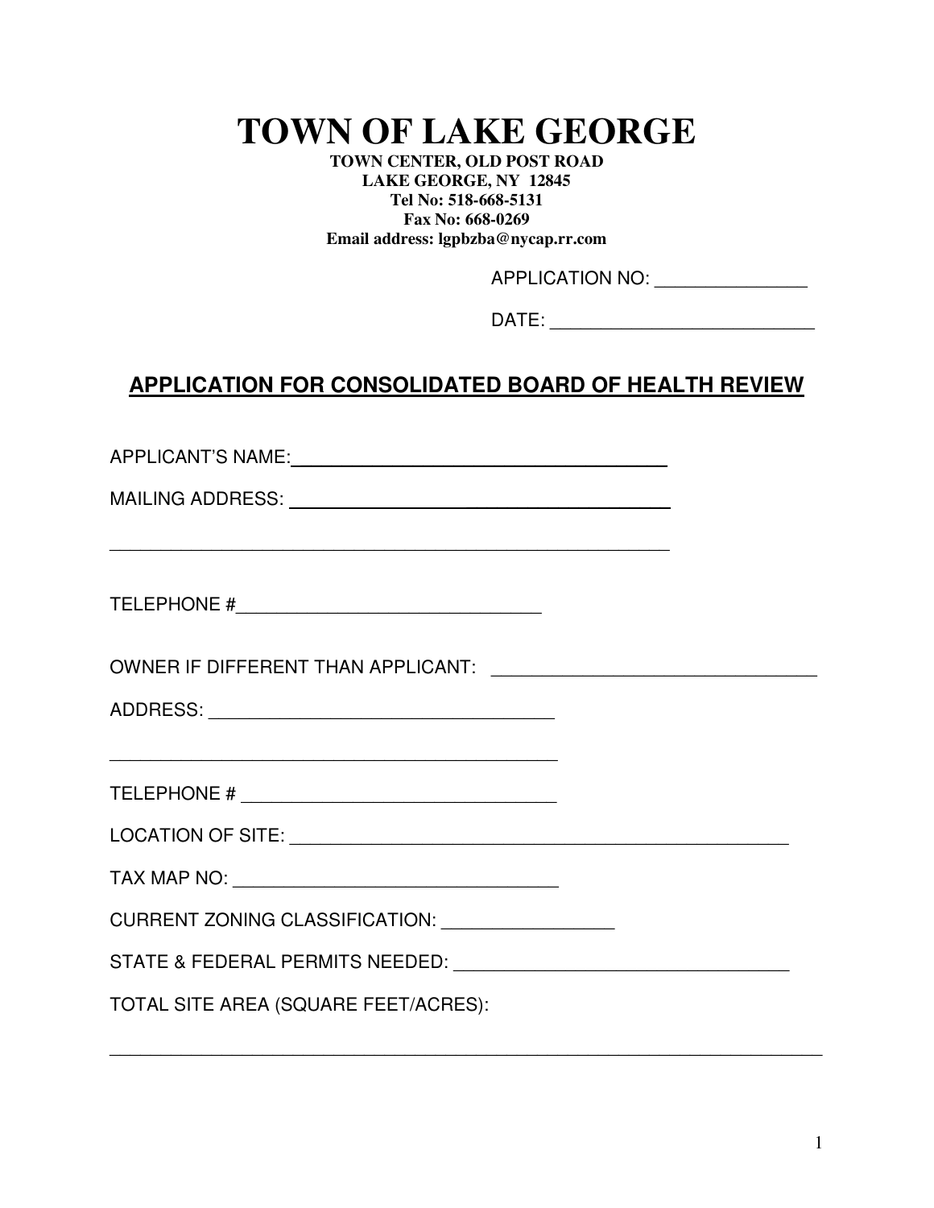# TOWN OF LAKE GEORGE

**TOWN CENTER, OLD POST ROAD**
**LAKE GEORGE, NY 12845**
**Tel No: 518-668-5131**
**Fax No: 668-0269**
**Email address: lgpbzba@nycap.rr.com**

APPLICATION NO: _______________

DATE: ___________________________

## APPLICATION FOR CONSOLIDATED BOARD OF HEALTH REVIEW

APPLICANT'S NAME: ________________________________________

MAILING ADDRESS: ________________________________________

____________________________________________________________

TELEPHONE #_______________________________

OWNER IF DIFFERENT THAN APPLICANT: _________________________________

ADDRESS: ___________________________________

_______________________________________________

TELEPHONE # ________________________________

LOCATION OF SITE: ____________________________________________________

TAX MAP NO: _________________________________

CURRENT ZONING CLASSIFICATION: _________________

STATE & FEDERAL PERMITS NEEDED: ___________________________________

TOTAL SITE AREA (SQUARE FEET/ACRES):

_________________________________________________________________________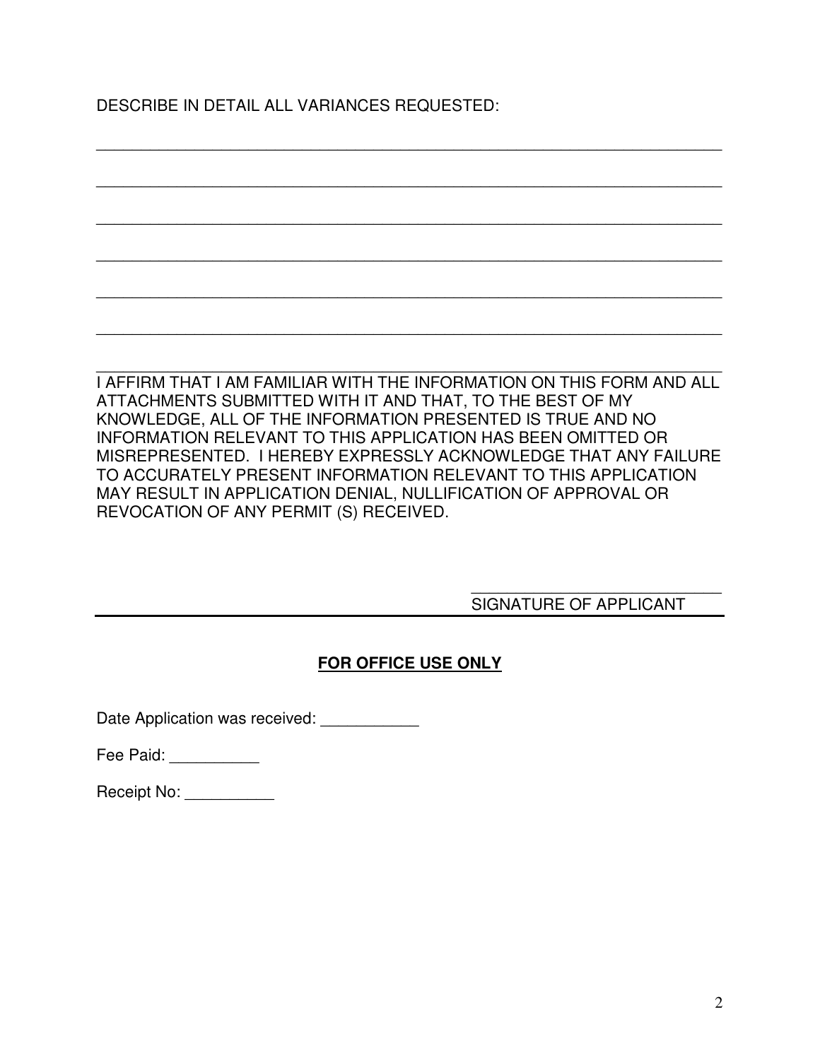DESCRIBE IN DETAIL ALL VARIANCES REQUESTED:

_______________________________________________________________________

_______________________________________________________________________

_______________________________________________________________________

_______________________________________________________________________

_______________________________________________________________________

_______________________________________________________________________

_______________________________________________________________________

I AFFIRM THAT I AM FAMILIAR WITH THE INFORMATION ON THIS FORM AND ALL ATTACHMENTS SUBMITTED WITH IT AND THAT, TO THE BEST OF MY KNOWLEDGE, ALL OF THE INFORMATION PRESENTED IS TRUE AND NO INFORMATION RELEVANT TO THIS APPLICATION HAS BEEN OMITTED OR MISREPRESENTED. I HEREBY EXPRESSLY ACKNOWLEDGE THAT ANY FAILURE TO ACCURATELY PRESENT INFORMATION RELEVANT TO THIS APPLICATION MAY RESULT IN APPLICATION DENIAL, NULLIFICATION OF APPROVAL OR REVOCATION OF ANY PERMIT (S) RECEIVED.

_____________________________

SIGNATURE OF APPLICANT

---

**FOR OFFICE USE ONLY**

Date Application was received: ___________

Fee Paid: __________

Receipt No: __________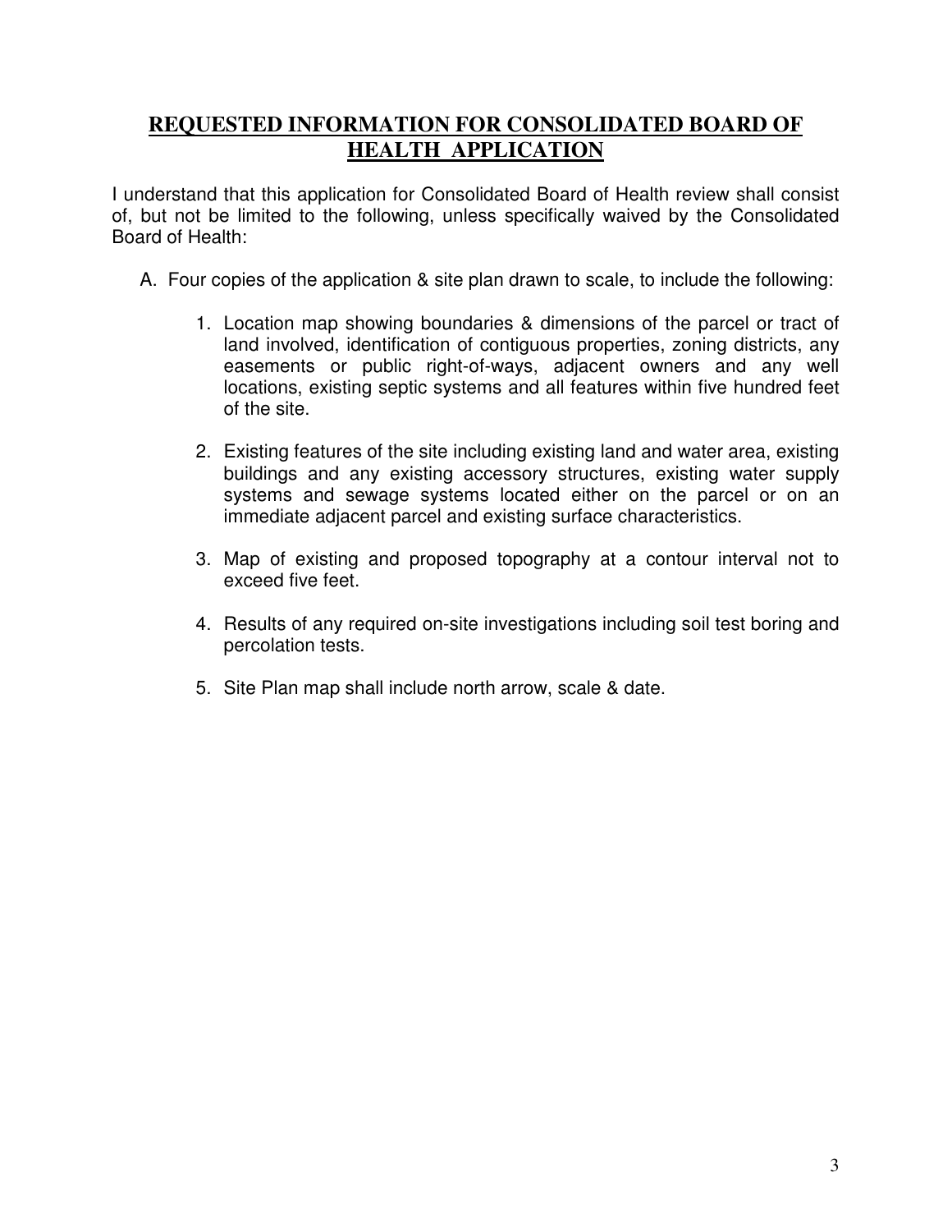## REQUESTED INFORMATION FOR CONSOLIDATED BOARD OF HEALTH APPLICATION

I understand that this application for Consolidated Board of Health review shall consist of, but not be limited to the following, unless specifically waived by the Consolidated Board of Health:

A. Four copies of the application & site plan drawn to scale, to include the following:

1. Location map showing boundaries & dimensions of the parcel or tract of land involved, identification of contiguous properties, zoning districts, any easements or public right-of-ways, adjacent owners and any well locations, existing septic systems and all features within five hundred feet of the site.

2. Existing features of the site including existing land and water area, existing buildings and any existing accessory structures, existing water supply systems and sewage systems located either on the parcel or on an immediate adjacent parcel and existing surface characteristics.

3. Map of existing and proposed topography at a contour interval not to exceed five feet.

4. Results of any required on-site investigations including soil test boring and percolation tests.

5. Site Plan map shall include north arrow, scale & date.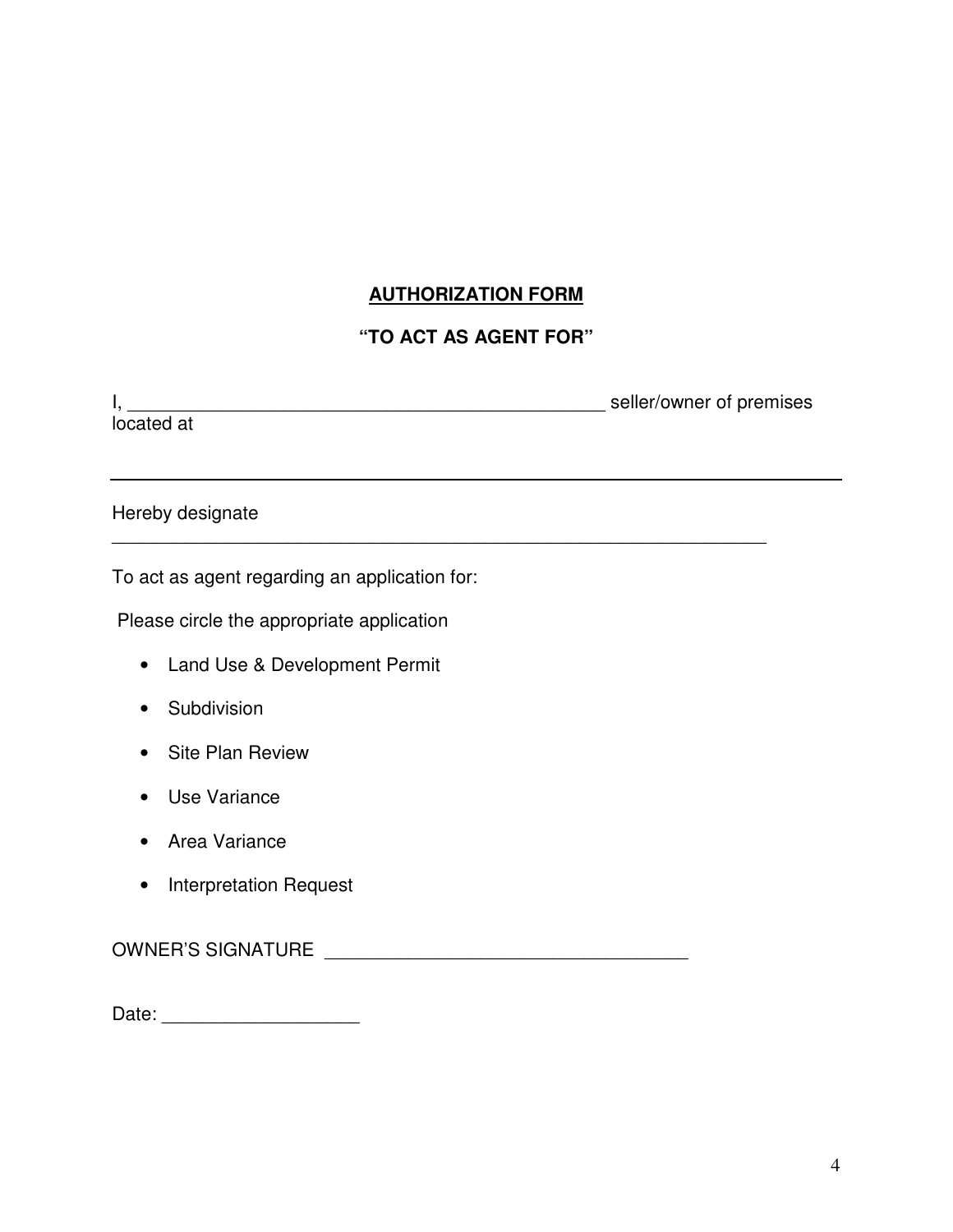# AUTHORIZATION FORM

## "TO ACT AS AGENT FOR"

I, ________________________________________________ seller/owner of premises located at

______________________________________________________________________

Hereby designate
__________________________________________________________________

To act as agent regarding an application for:

Please circle the appropriate application

- Land Use & Development Permit
- Subdivision
- Site Plan Review
- Use Variance
- Area Variance
- Interpretation Request

OWNER'S SIGNATURE ____________________________________

Date: ___________________